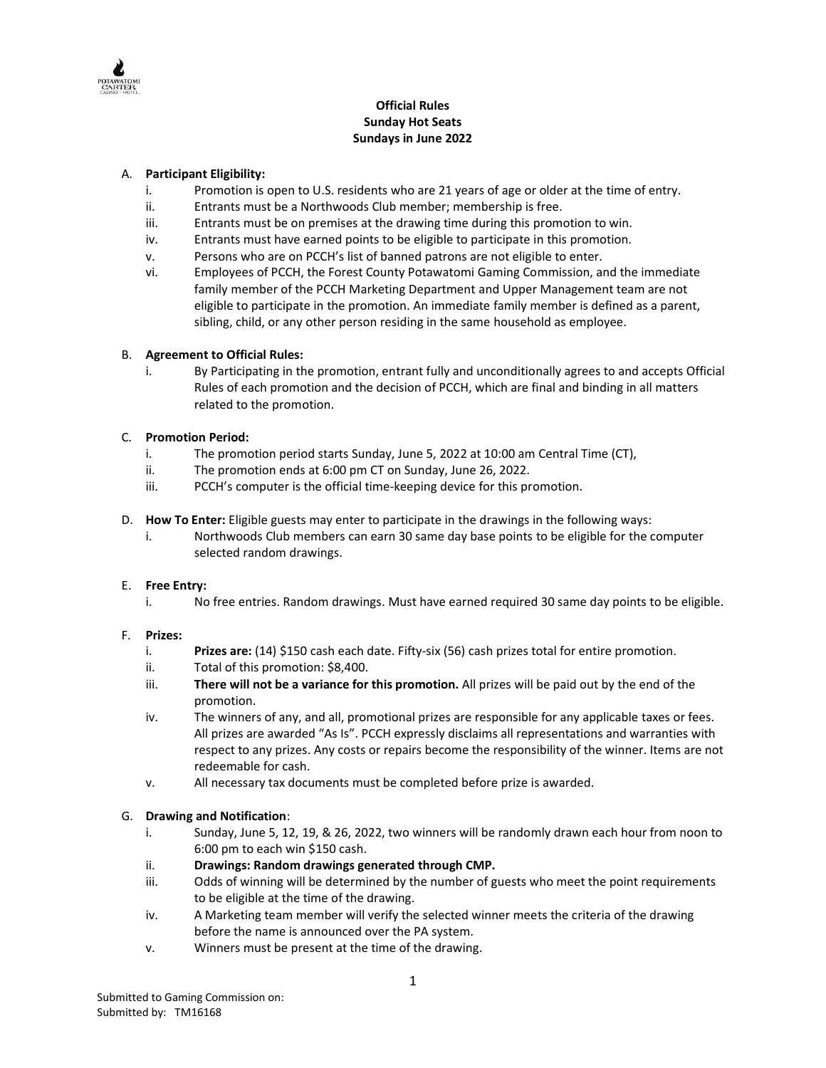**Official Rules**
**Sunday Hot Seats**
**Sundays in June 2022**

A. **Participant Eligibility:**
   i. Promotion is open to U.S. residents who are 21 years of age or older at the time of entry.
   ii. Entrants must be a Northwoods Club member; membership is free.
   iii. Entrants must be on premises at the drawing time during this promotion to win.
   iv. Entrants must have earned points to be eligible to participate in this promotion.
   v. Persons who are on PCCH's list of banned patrons are not eligible to enter.
   vi. Employees of PCCH, the Forest County Potawatomi Gaming Commission, and the immediate family member of the PCCH Marketing Department and Upper Management team are not eligible to participate in the promotion. An immediate family member is defined as a parent, sibling, child, or any other person residing in the same household as employee.

B. **Agreement to Official Rules:**
   i. By Participating in the promotion, entrant fully and unconditionally agrees to and accepts Official Rules of each promotion and the decision of PCCH, which are final and binding in all matters related to the promotion.

C. **Promotion Period:**
   i. The promotion period starts Sunday, June 5, 2022 at 10:00 am Central Time (CT),
   ii. The promotion ends at 6:00 pm CT on Sunday, June 26, 2022.
   iii. PCCH's computer is the official time-keeping device for this promotion.

D. **How To Enter:** Eligible guests may enter to participate in the drawings in the following ways:
   i. Northwoods Club members can earn 30 same day base points to be eligible for the computer selected random drawings.

E. **Free Entry:**
   i. No free entries. Random drawings. Must have earned required 30 same day points to be eligible.

F. **Prizes:**
   i. **Prizes are:** (14) $150 cash each date. Fifty-six (56) cash prizes total for entire promotion.
   ii. Total of this promotion: $8,400.
   iii. **There will not be a variance for this promotion.** All prizes will be paid out by the end of the promotion.
   iv. The winners of any, and all, promotional prizes are responsible for any applicable taxes or fees. All prizes are awarded "As Is". PCCH expressly disclaims all representations and warranties with respect to any prizes. Any costs or repairs become the responsibility of the winner. Items are not redeemable for cash.
   v. All necessary tax documents must be completed before prize is awarded.

G. **Drawing and Notification**:
   i. Sunday, June 5, 12, 19, & 26, 2022, two winners will be randomly drawn each hour from noon to 6:00 pm to each win $150 cash.
   ii. **Drawings: Random drawings generated through CMP.**
   iii. Odds of winning will be determined by the number of guests who meet the point requirements to be eligible at the time of the drawing.
   iv. A Marketing team member will verify the selected winner meets the criteria of the drawing before the name is announced over the PA system.
   v. Winners must be present at the time of the drawing.

Submitted to Gaming Commission on:
Submitted by: TM16168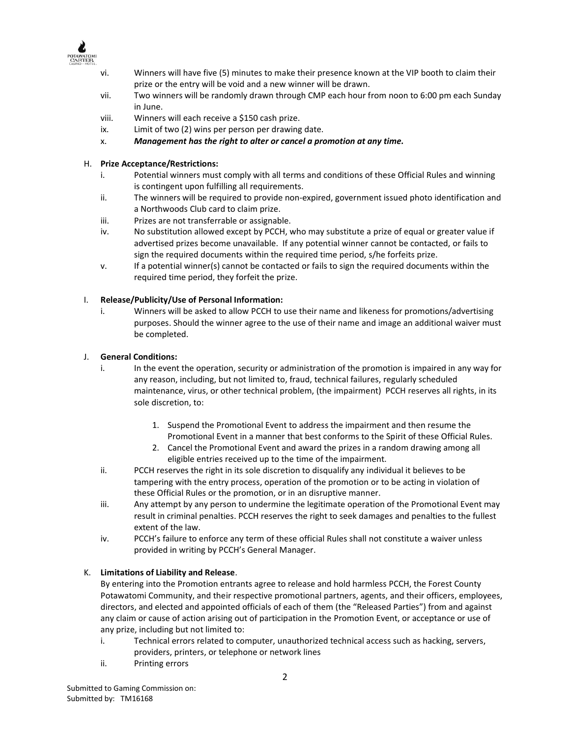vi. Winners will have five (5) minutes to make their presence known at the VIP booth to claim their prize or the entry will be void and a new winner will be drawn.

vii. Two winners will be randomly drawn through CMP each hour from noon to 6:00 pm each Sunday in June.

viii. Winners will each receive a $150 cash prize.

ix. Limit of two (2) wins per person per drawing date.

x. ***Management has the right to alter or cancel a promotion at any time.***

H. **Prize Acceptance/Restrictions:**

i. Potential winners must comply with all terms and conditions of these Official Rules and winning is contingent upon fulfilling all requirements.

ii. The winners will be required to provide non-expired, government issued photo identification and a Northwoods Club card to claim prize.

iii. Prizes are not transferrable or assignable.

iv. No substitution allowed except by PCCH, who may substitute a prize of equal or greater value if advertised prizes become unavailable. If any potential winner cannot be contacted, or fails to sign the required documents within the required time period, s/he forfeits prize.

v. If a potential winner(s) cannot be contacted or fails to sign the required documents within the required time period, they forfeit the prize.

I. **Release/Publicity/Use of Personal Information:**

i. Winners will be asked to allow PCCH to use their name and likeness for promotions/advertising purposes. Should the winner agree to the use of their name and image an additional waiver must be completed.

J. **General Conditions:**

i. In the event the operation, security or administration of the promotion is impaired in any way for any reason, including, but not limited to, fraud, technical failures, regularly scheduled maintenance, virus, or other technical problem, (the impairment) PCCH reserves all rights, in its sole discretion, to:

1. Suspend the Promotional Event to address the impairment and then resume the Promotional Event in a manner that best conforms to the Spirit of these Official Rules.
2. Cancel the Promotional Event and award the prizes in a random drawing among all eligible entries received up to the time of the impairment.

ii. PCCH reserves the right in its sole discretion to disqualify any individual it believes to be tampering with the entry process, operation of the promotion or to be acting in violation of these Official Rules or the promotion, or in an disruptive manner.

iii. Any attempt by any person to undermine the legitimate operation of the Promotional Event may result in criminal penalties. PCCH reserves the right to seek damages and penalties to the fullest extent of the law.

iv. PCCH's failure to enforce any term of these official Rules shall not constitute a waiver unless provided in writing by PCCH's General Manager.

K. **Limitations of Liability and Release**.

By entering into the Promotion entrants agree to release and hold harmless PCCH, the Forest County Potawatomi Community, and their respective promotional partners, agents, and their officers, employees, directors, and elected and appointed officials of each of them (the "Released Parties") from and against any claim or cause of action arising out of participation in the Promotion Event, or acceptance or use of any prize, including but not limited to:

i. Technical errors related to computer, unauthorized technical access such as hacking, servers, providers, printers, or telephone or network lines

ii. Printing errors

Submitted to Gaming Commission on:
Submitted by: TM16168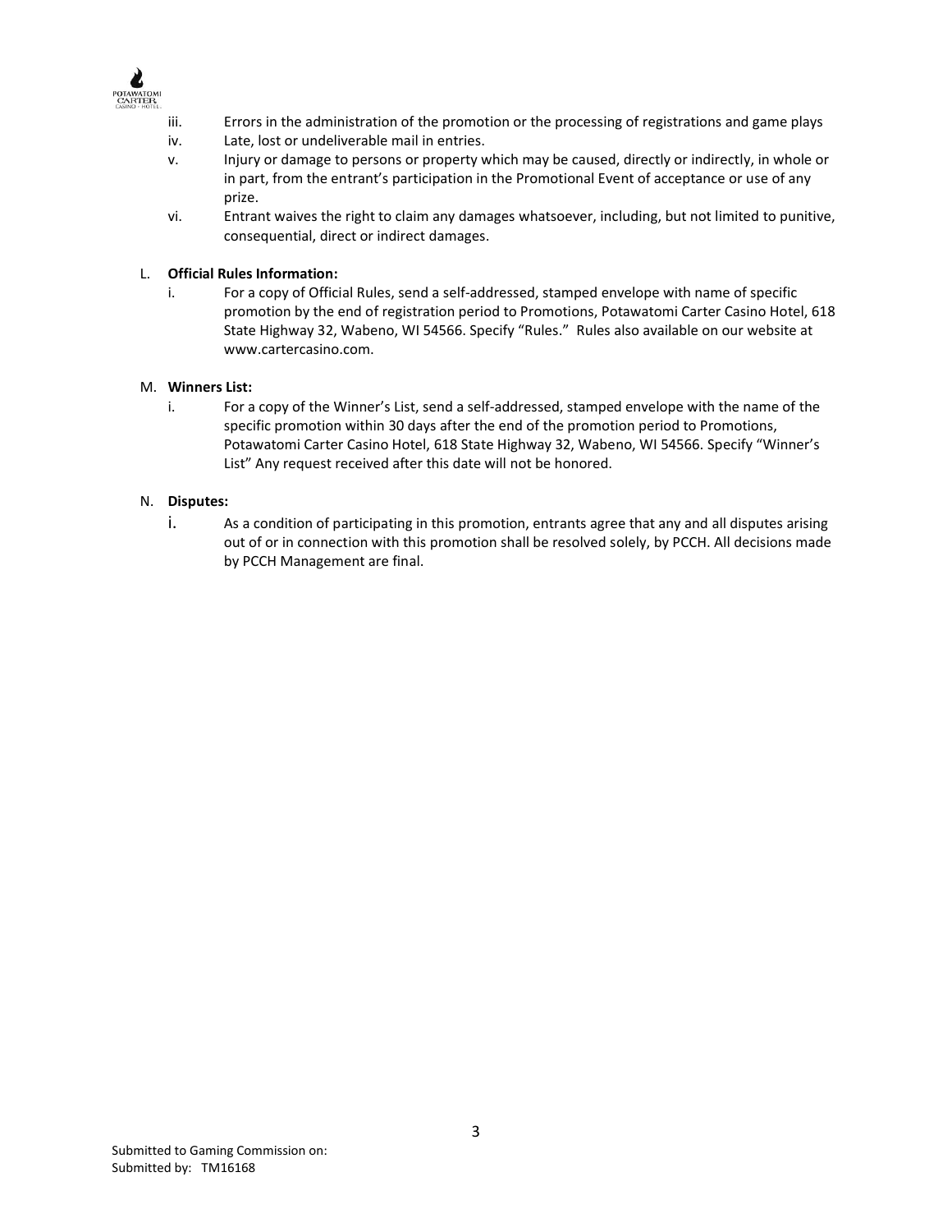iii. Errors in the administration of the promotion or the processing of registrations and game plays
iv. Late, lost or undeliverable mail in entries.
v. Injury or damage to persons or property which may be caused, directly or indirectly, in whole or in part, from the entrant's participation in the Promotional Event of acceptance or use of any prize.
vi. Entrant waives the right to claim any damages whatsoever, including, but not limited to punitive, consequential, direct or indirect damages.

L. **Official Rules Information:**

i. For a copy of Official Rules, send a self-addressed, stamped envelope with name of specific promotion by the end of registration period to Promotions, Potawatomi Carter Casino Hotel, 618 State Highway 32, Wabeno, WI 54566. Specify "Rules." Rules also available on our website at www.cartercasino.com.

M. **Winners List:**

i. For a copy of the Winner's List, send a self-addressed, stamped envelope with the name of the specific promotion within 30 days after the end of the promotion period to Promotions, Potawatomi Carter Casino Hotel, 618 State Highway 32, Wabeno, WI 54566. Specify "Winner's List" Any request received after this date will not be honored.

N. **Disputes:**

i. As a condition of participating in this promotion, entrants agree that any and all disputes arising out of or in connection with this promotion shall be resolved solely, by PCCH. All decisions made by PCCH Management are final.

Submitted to Gaming Commission on:
Submitted by: TM16168